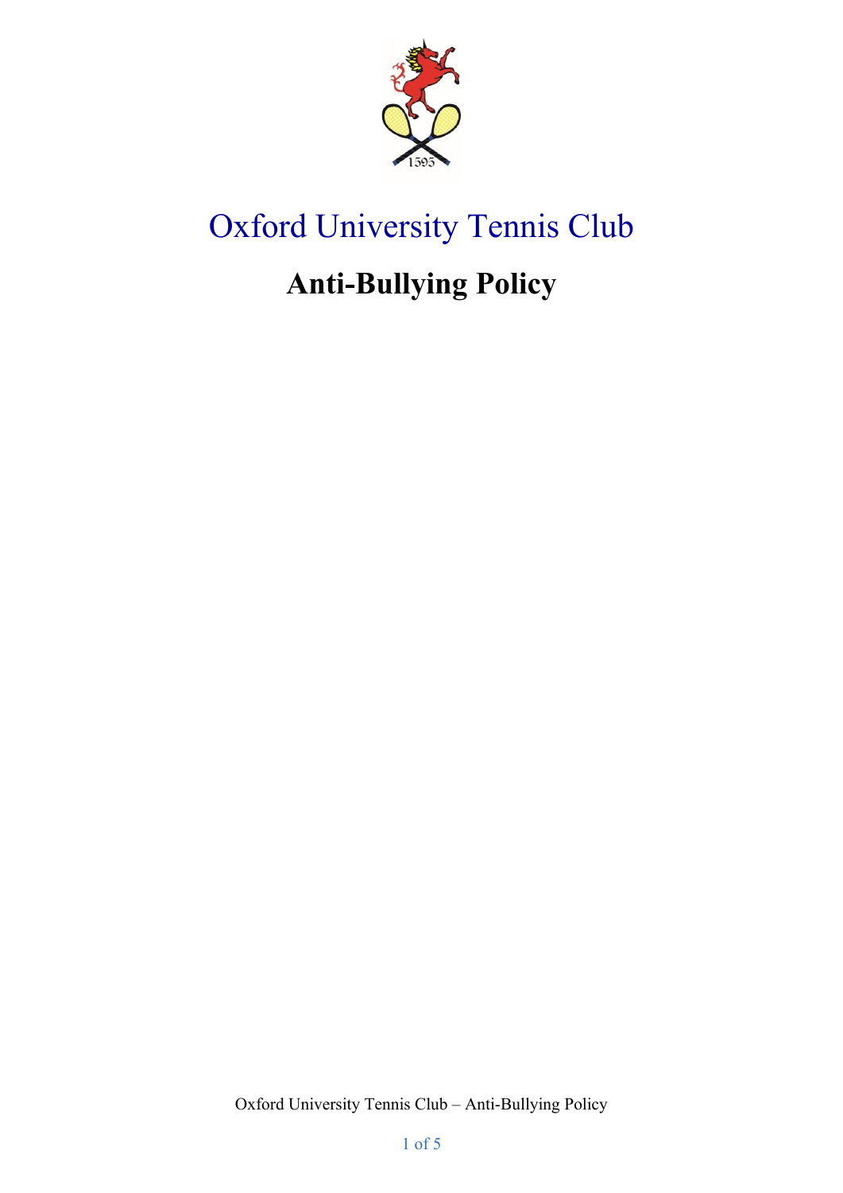# Oxford University Tennis Club

## Anti-Bullying Policy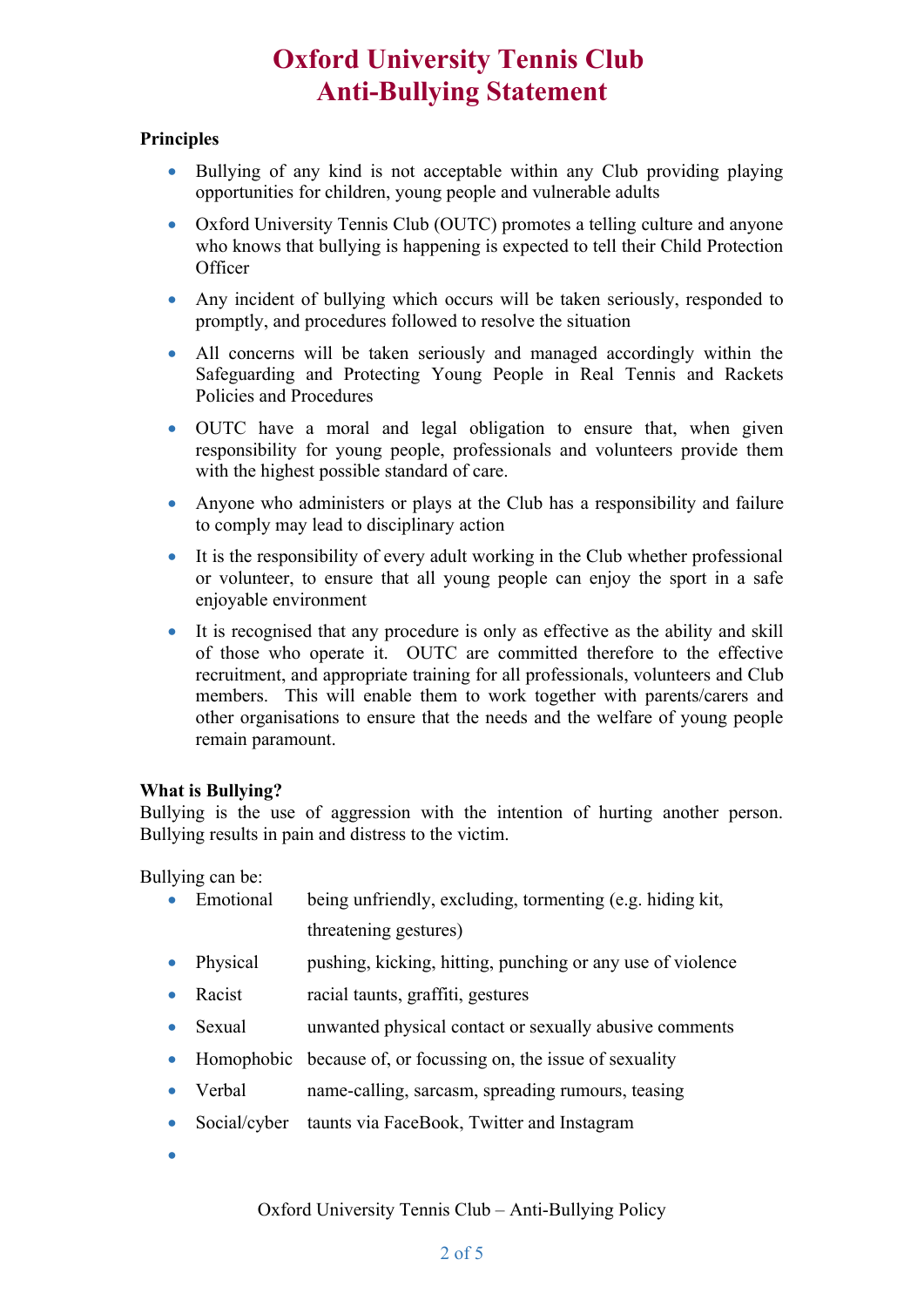# Oxford University Tennis Club
# Anti-Bullying Statement

**Principles**

- Bullying of any kind is not acceptable within any Club providing playing opportunities for children, young people and vulnerable adults
- Oxford University Tennis Club (OUTC) promotes a telling culture and anyone who knows that bullying is happening is expected to tell their Child Protection Officer
- Any incident of bullying which occurs will be taken seriously, responded to promptly, and procedures followed to resolve the situation
- All concerns will be taken seriously and managed accordingly within the Safeguarding and Protecting Young People in Real Tennis and Rackets Policies and Procedures
- OUTC have a moral and legal obligation to ensure that, when given responsibility for young people, professionals and volunteers provide them with the highest possible standard of care.
- Anyone who administers or plays at the Club has a responsibility and failure to comply may lead to disciplinary action
- It is the responsibility of every adult working in the Club whether professional or volunteer, to ensure that all young people can enjoy the sport in a safe enjoyable environment
- It is recognised that any procedure is only as effective as the ability and skill of those who operate it. OUTC are committed therefore to the effective recruitment, and appropriate training for all professionals, volunteers and Club members. This will enable them to work together with parents/carers and other organisations to ensure that the needs and the welfare of young people remain paramount.

**What is Bullying?**

Bullying is the use of aggression with the intention of hurting another person. Bullying results in pain and distress to the victim.

Bullying can be:

- Emotional — being unfriendly, excluding, tormenting (e.g. hiding kit, threatening gestures)
- Physical — pushing, kicking, hitting, punching or any use of violence
- Racist — racial taunts, graffiti, gestures
- Sexual — unwanted physical contact or sexually abusive comments
- Homophobic — because of, or focussing on, the issue of sexuality
- Verbal — name-calling, sarcasm, spreading rumours, teasing
- Social/cyber — taunts via FaceBook, Twitter and Instagram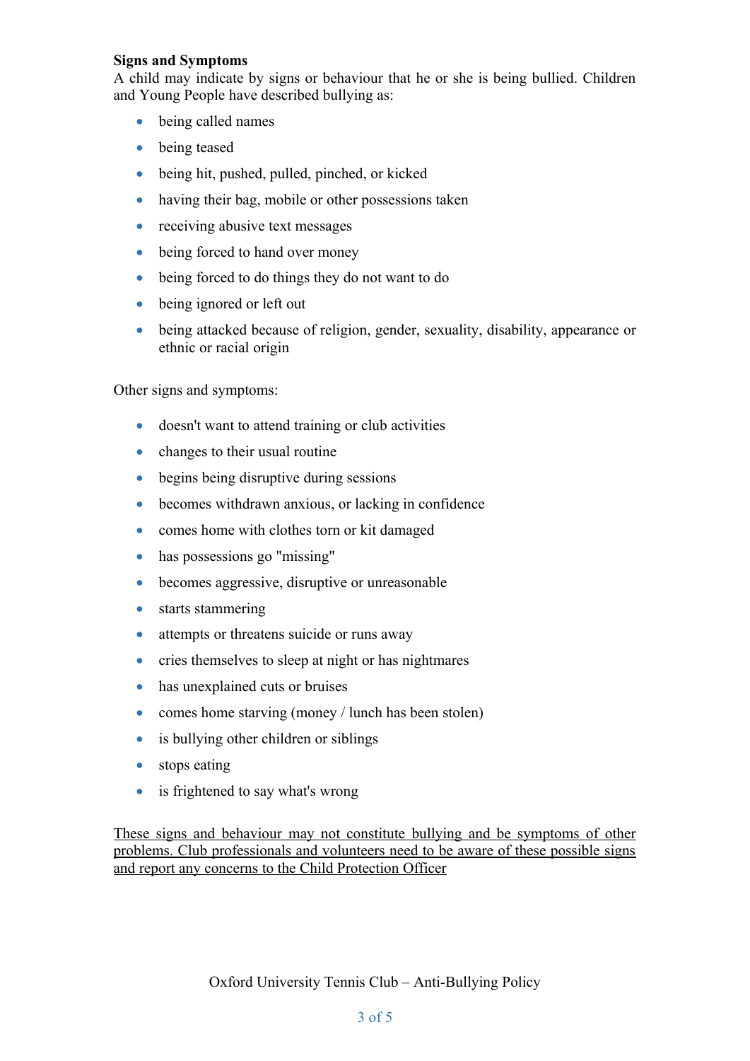**Signs and Symptoms**

A child may indicate by signs or behaviour that he or she is being bullied. Children and Young People have described bullying as:

- being called names
- being teased
- being hit, pushed, pulled, pinched, or kicked
- having their bag, mobile or other possessions taken
- receiving abusive text messages
- being forced to hand over money
- being forced to do things they do not want to do
- being ignored or left out
- being attacked because of religion, gender, sexuality, disability, appearance or ethnic or racial origin

Other signs and symptoms:

- doesn't want to attend training or club activities
- changes to their usual routine
- begins being disruptive during sessions
- becomes withdrawn anxious, or lacking in confidence
- comes home with clothes torn or kit damaged
- has possessions go "missing"
- becomes aggressive, disruptive or unreasonable
- starts stammering
- attempts or threatens suicide or runs away
- cries themselves to sleep at night or has nightmares
- has unexplained cuts or bruises
- comes home starving (money / lunch has been stolen)
- is bullying other children or siblings
- stops eating
- is frightened to say what's wrong

<u>These signs and behaviour may not constitute bullying and be symptoms of other problems. Club professionals and volunteers need to be aware of these possible signs and report any concerns to the Child Protection Officer</u>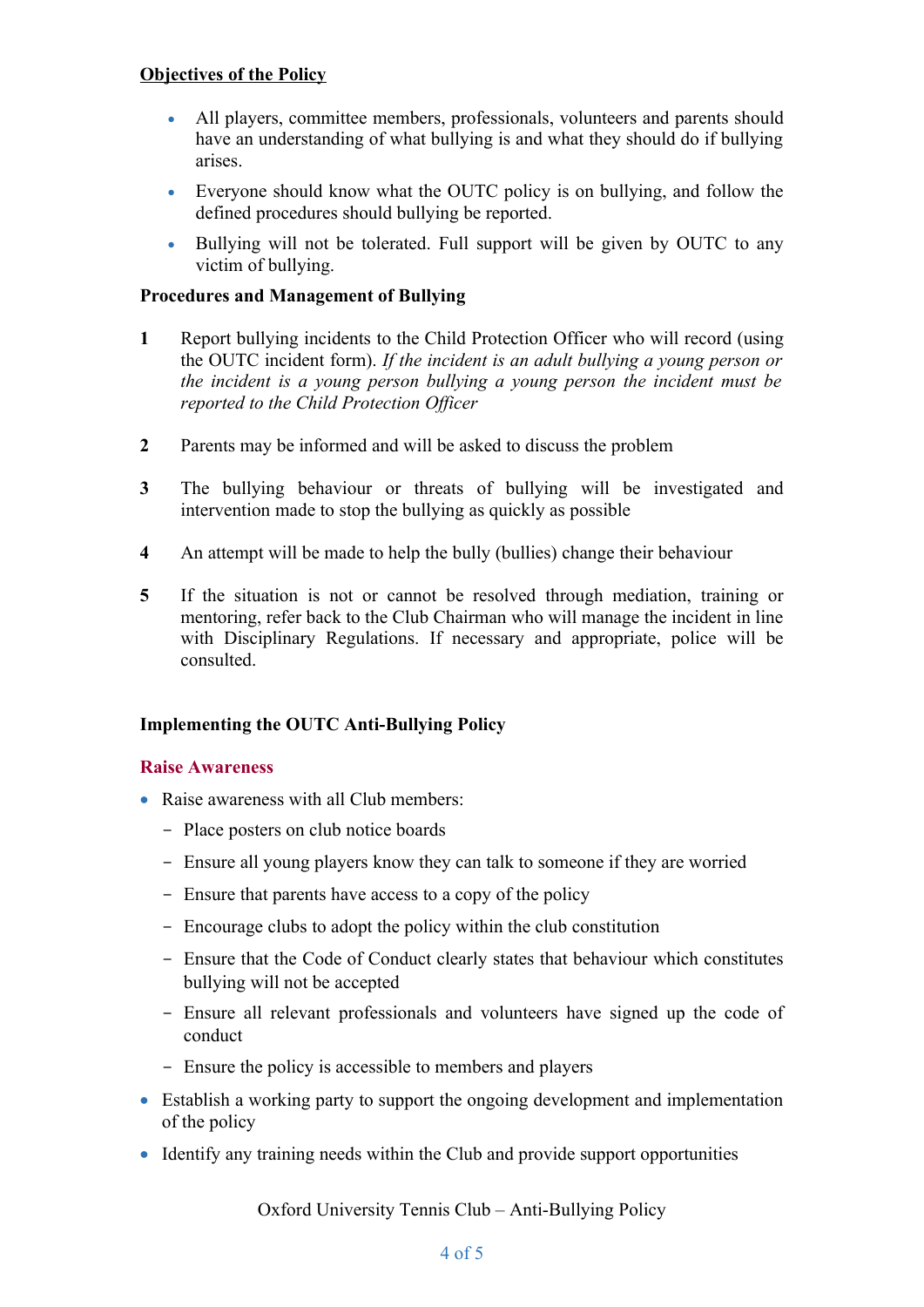**Objectives of the Policy**

- All players, committee members, professionals, volunteers and parents should have an understanding of what bullying is and what they should do if bullying arises.
- Everyone should know what the OUTC policy is on bullying, and follow the defined procedures should bullying be reported.
- Bullying will not be tolerated. Full support will be given by OUTC to any victim of bullying.

**Procedures and Management of Bullying**

1. Report bullying incidents to the Child Protection Officer who will record (using the OUTC incident form). *If the incident is an adult bullying a young person or the incident is a young person bullying a young person the incident must be reported to the Child Protection Officer*

2. Parents may be informed and will be asked to discuss the problem

3. The bullying behaviour or threats of bullying will be investigated and intervention made to stop the bullying as quickly as possible

4. An attempt will be made to help the bully (bullies) change their behaviour

5. If the situation is not or cannot be resolved through mediation, training or mentoring, refer back to the Club Chairman who will manage the incident in line with Disciplinary Regulations. If necessary and appropriate, police will be consulted.

**Implementing the OUTC Anti-Bullying Policy**

**Raise Awareness**

- Raise awareness with all Club members:
  - Place posters on club notice boards
  - Ensure all young players know they can talk to someone if they are worried
  - Ensure that parents have access to a copy of the policy
  - Encourage clubs to adopt the policy within the club constitution
  - Ensure that the Code of Conduct clearly states that behaviour which constitutes bullying will not be accepted
  - Ensure all relevant professionals and volunteers have signed up the code of conduct
  - Ensure the policy is accessible to members and players
- Establish a working party to support the ongoing development and implementation of the policy
- Identify any training needs within the Club and provide support opportunities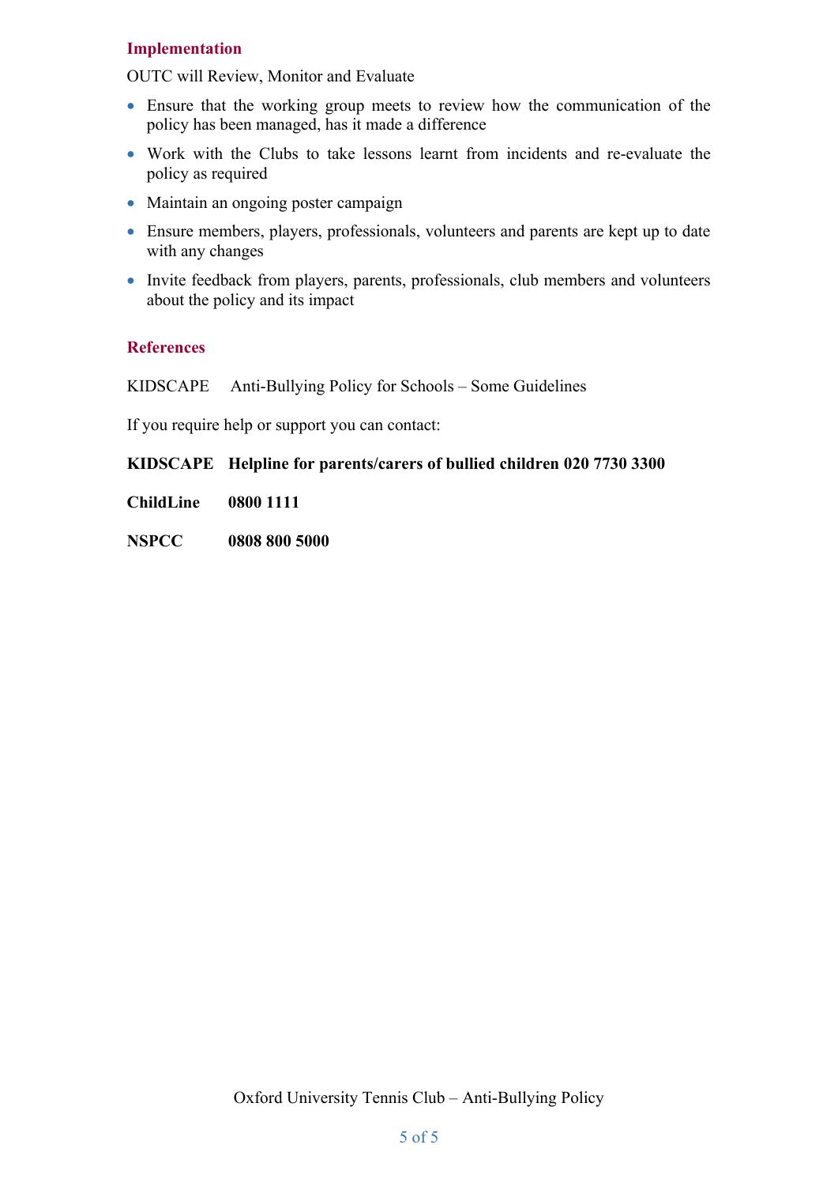## Implementation

OUTC will Review, Monitor and Evaluate

- Ensure that the working group meets to review how the communication of the policy has been managed, has it made a difference
- Work with the Clubs to take lessons learnt from incidents and re-evaluate the policy as required
- Maintain an ongoing poster campaign
- Ensure members, players, professionals, volunteers and parents are kept up to date with any changes
- Invite feedback from players, parents, professionals, club members and volunteers about the policy and its impact

## References

KIDSCAPE Anti-Bullying Policy for Schools – Some Guidelines

If you require help or support you can contact:

**KIDSCAPE Helpline for parents/carers of bullied children 020 7730 3300**

**ChildLine 0800 1111**

**NSPCC 0808 800 5000**